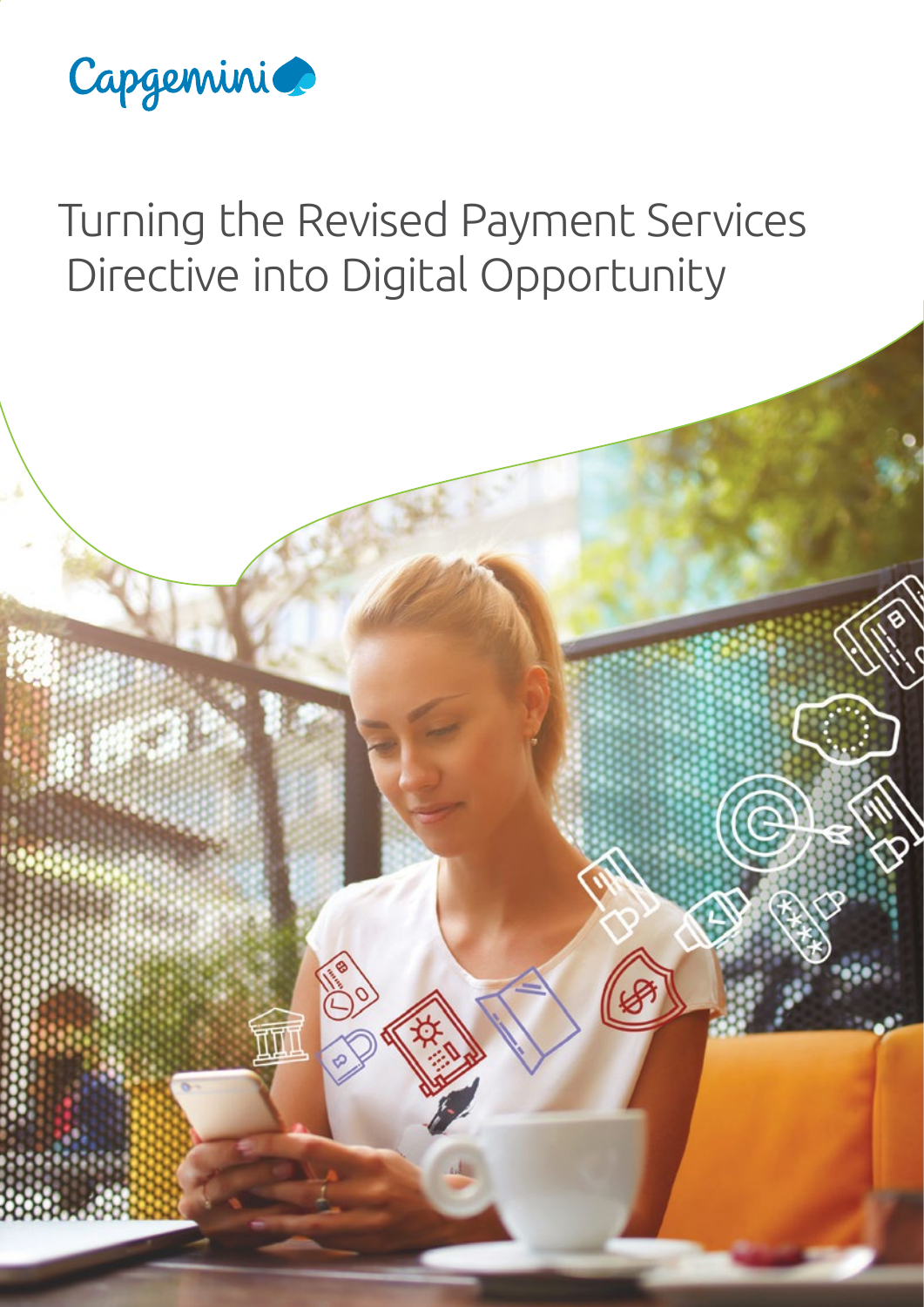Capgemini

# Turning the Revised Payment Services Directive into Digital Opportunity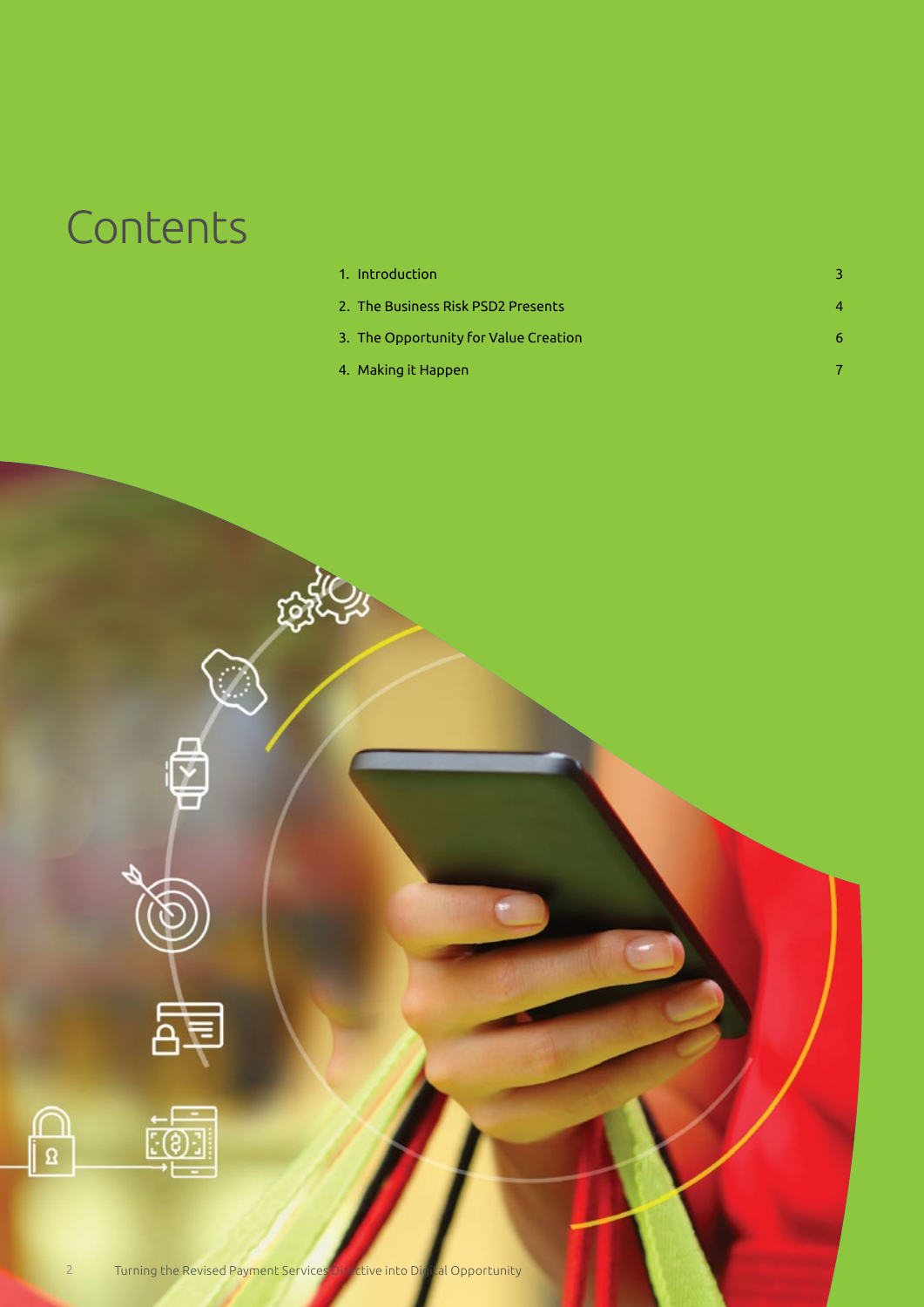# Contents

| | |
|---|---|
| 1. Introduction | 3 |
| 2. The Business Risk PSD2 Presents | 4 |
| 3. The Opportunity for Value Creation | 6 |
| 4. Making it Happen | 7 |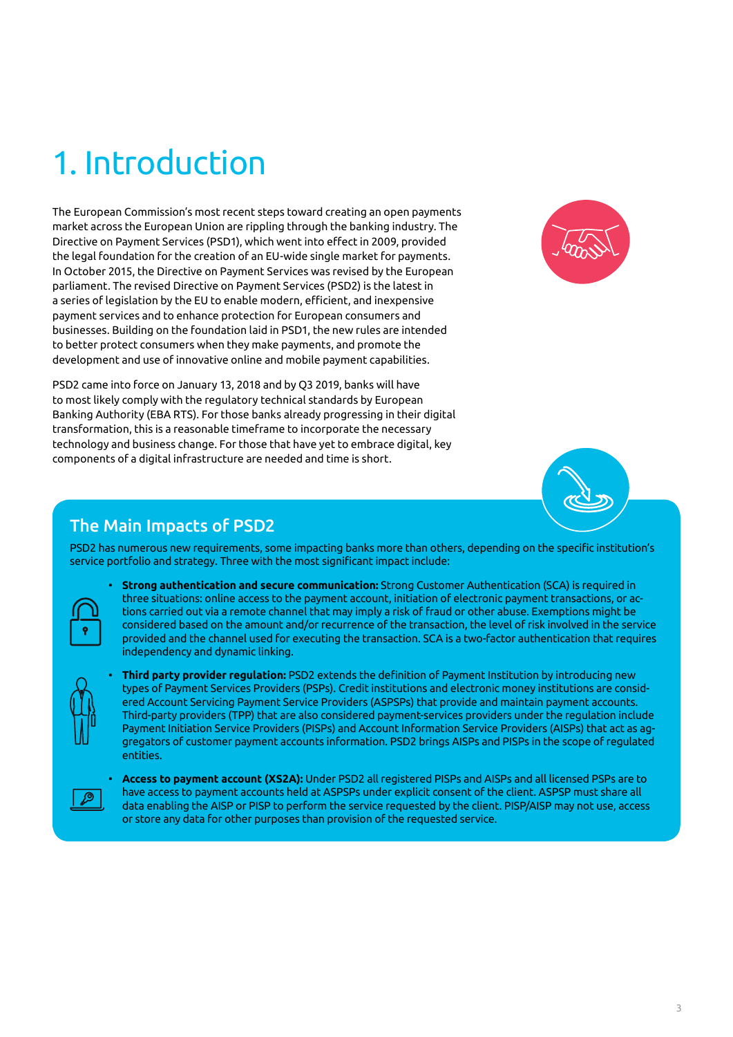# 1. Introduction

The European Commission's most recent steps toward creating an open payments market across the European Union are rippling through the banking industry. The Directive on Payment Services (PSD1), which went into effect in 2009, provided the legal foundation for the creation of an EU-wide single market for payments. In October 2015, the Directive on Payment Services was revised by the European parliament. The revised Directive on Payment Services (PSD2) is the latest in a series of legislation by the EU to enable modern, efficient, and inexpensive payment services and to enhance protection for European consumers and businesses. Building on the foundation laid in PSD1, the new rules are intended to better protect consumers when they make payments, and promote the development and use of innovative online and mobile payment capabilities.

PSD2 came into force on January 13, 2018 and by Q3 2019, banks will have to most likely comply with the regulatory technical standards by European Banking Authority (EBA RTS). For those banks already progressing in their digital transformation, this is a reasonable timeframe to incorporate the necessary technology and business change. For those that have yet to embrace digital, key components of a digital infrastructure are needed and time is short.

## The Main Impacts of PSD2

PSD2 has numerous new requirements, some impacting banks more than others, depending on the specific institution's service portfolio and strategy. Three with the most significant impact include:

- **Strong authentication and secure communication:** Strong Customer Authentication (SCA) is required in three situations: online access to the payment account, initiation of electronic payment transactions, or actions carried out via a remote channel that may imply a risk of fraud or other abuse. Exemptions might be considered based on the amount and/or recurrence of the transaction, the level of risk involved in the service provided and the channel used for executing the transaction. SCA is a two-factor authentication that requires independency and dynamic linking.
- **Third party provider regulation:** PSD2 extends the definition of Payment Institution by introducing new types of Payment Services Providers (PSPs). Credit institutions and electronic money institutions are considered Account Servicing Payment Service Providers (ASPSPs) that provide and maintain payment accounts. Third-party providers (TPP) that are also considered payment-services providers under the regulation include Payment Initiation Service Providers (PISPs) and Account Information Service Providers (AISPs) that act as aggregators of customer payment accounts information. PSD2 brings AISPs and PISPs in the scope of regulated entities.
- **Access to payment account (XS2A):** Under PSD2 all registered PISPs and AISPs and all licensed PSPs are to have access to payment accounts held at ASPSPs under explicit consent of the client. ASPSP must share all data enabling the AISP or PISP to perform the service requested by the client. PISP/AISP may not use, access or store any data for other purposes than provision of the requested service.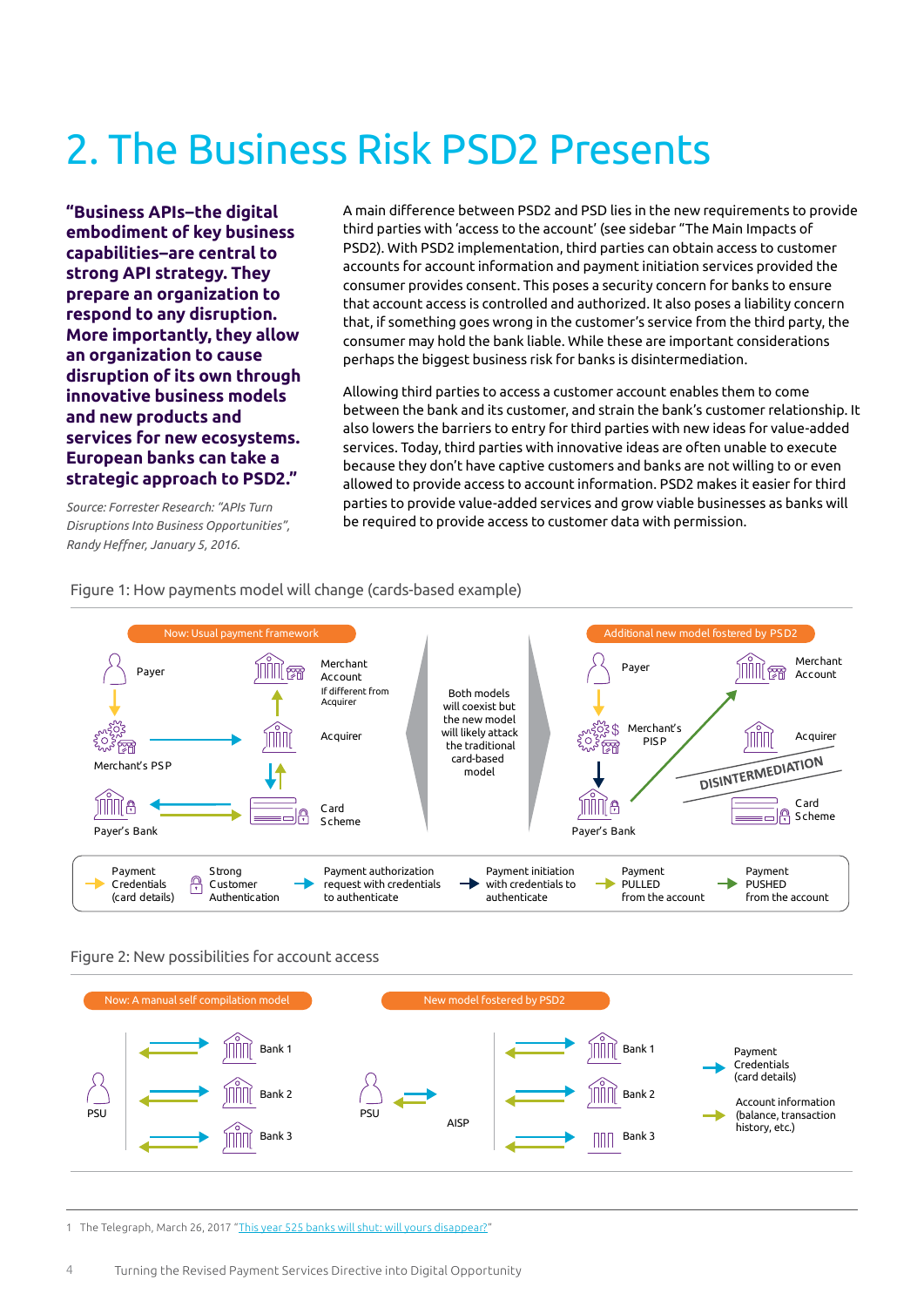# 2. The Business Risk PSD2 Presents

**"Business APIs–the digital embodiment of key business capabilities–are central to strong API strategy. They prepare an organization to respond to any disruption. More importantly, they allow an organization to cause disruption of its own through innovative business models and new products and services for new ecosystems. European banks can take a strategic approach to PSD2."**

*Source: Forrester Research: "APIs Turn Disruptions Into Business Opportunities", Randy Heffner, January 5, 2016.*

A main difference between PSD2 and PSD lies in the new requirements to provide third parties with 'access to the account' (see sidebar "The Main Impacts of PSD2). With PSD2 implementation, third parties can obtain access to customer accounts for account information and payment initiation services provided the consumer provides consent. This poses a security concern for banks to ensure that account access is controlled and authorized. It also poses a liability concern that, if something goes wrong in the customer's service from the third party, the consumer may hold the bank liable. While these are important considerations perhaps the biggest business risk for banks is disintermediation.

Allowing third parties to access a customer account enables them to come between the bank and its customer, and strain the bank's customer relationship. It also lowers the barriers to entry for third parties with new ideas for value-added services. Today, third parties with innovative ideas are often unable to execute because they don't have captive customers and banks are not willing to or even allowed to provide access to account information. PSD2 makes it easier for third parties to provide value-added services and grow viable businesses as banks will be required to provide access to customer data with permission.

Figure 1: How payments model will change (cards-based example)

Now: Usual payment framework

Payer · Merchant Account (If different from Acquirer) · Merchant's PSP · Acquirer · Payer's Bank · Card Scheme

Both models will coexist but the new model will likely attack the traditional card-based model

Additional new model fostered by PSD2

Payer · Merchant Account · Merchant's PISP · Acquirer · DISINTERMEDIATION · Payer's Bank · Card Scheme

Payment Credentials (card details) · Strong Customer Authentication · Payment authorization request with credentials to authenticate · Payment initiation with credentials to authenticate · Payment PULLED from the account · Payment PUSHED from the account

Figure 2: New possibilities for account access

Now: A manual self compilation model

PSU · Bank 1 · Bank 2 · Bank 3

New model fostered by PSD2

PSU · AISP · Bank 1 · Bank 2 · Bank 3

Payment Credentials (card details) · Account information (balance, transaction history, etc.)

1 The Telegraph, March 26, 2017 "This year 525 banks will shut: will yours disappear?"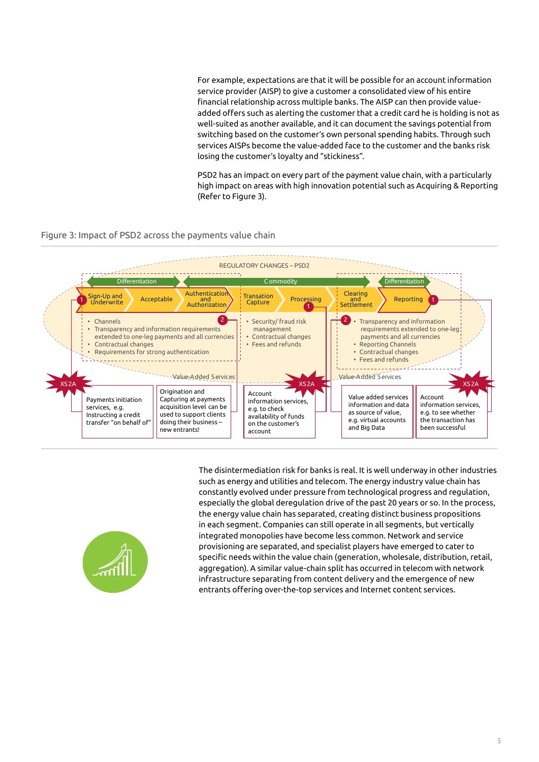For example, expectations are that it will be possible for an account information service provider (AISP) to give a customer a consolidated view of his entire financial relationship across multiple banks. The AISP can then provide value-added offers such as alerting the customer that a credit card he is holding is not as well-suited as another available, and it can document the savings potential from switching based on the customer's own personal spending habits. Through such services AISPs become the value-added face to the customer and the banks risk losing the customer's loyalty and "stickiness".

PSD2 has an impact on every part of the payment value chain, with a particularly high impact on areas with high innovation potential such as Acquiring & Reporting (Refer to Figure 3).

Figure 3: Impact of PSD2 across the payments value chain

REGULATORY CHANGES – PSD2

Differentiation | Commodity | Differentiation

Sign-Up and Underwrite → Acceptable → Authentication and Authorization → Transation Capture → Processing → Clearing and Settlement → Reporting

- Channels
- Transparency and information requirements extended to one-leg payments and all currencies
- Contractual changes
- Requirements for strong authentication

- Security/ fraud risk management
- Contractual changes
- Fees and refunds

- Transparency and information requirements extended to one-leg payments and all currencies
- Reporting Channels
- Contractual changes
- Fees and refunds

Value-Added Services

XS2A: Payments initiation services, e.g. Instructing a credit transfer "on behalf of"

Origination and Capturing at payments acquisition level can be used to support clients doing their business – new entrants!

XS2A: Account information services, e.g. to check availability of funds on the customer's account

Value added services information and data as source of value, e.g. virtual accounts and Big Data

XS2A: Account information services, e.g. to see whether the transaction has been successful

The disintermediation risk for banks is real. It is well underway in other industries such as energy and utilities and telecom. The energy industry value chain has constantly evolved under pressure from technological progress and regulation, especially the global deregulation drive of the past 20 years or so. In the process, the energy value chain has separated, creating distinct business propositions in each segment. Companies can still operate in all segments, but vertically integrated monopolies have become less common. Network and service provisioning are separated, and specialist players have emerged to cater to specific needs within the value chain (generation, wholesale, distribution, retail, aggregation). A similar value-chain split has occurred in telecom with network infrastructure separating from content delivery and the emergence of new entrants offering over-the-top services and Internet content services.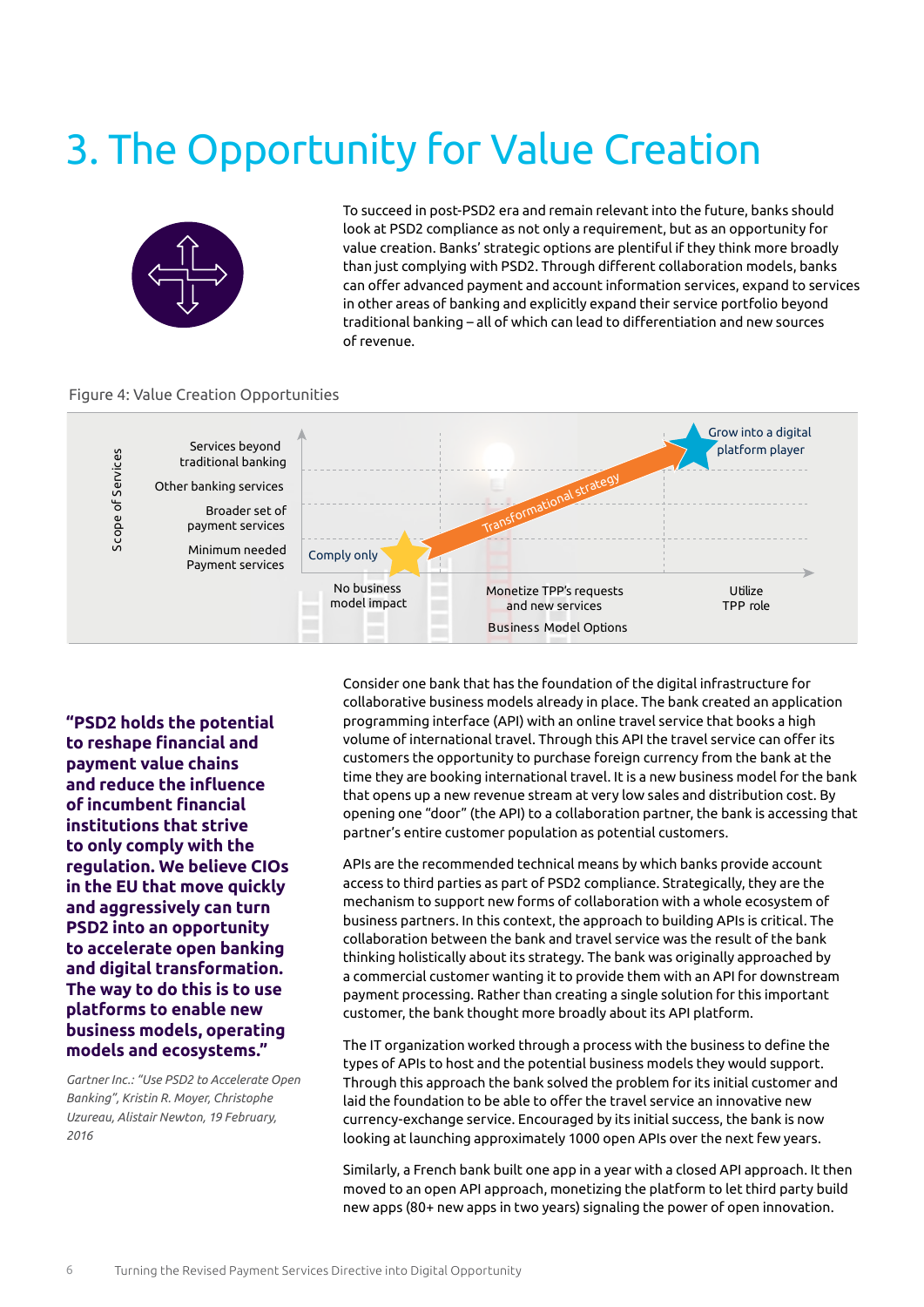# 3. The Opportunity for Value Creation

To succeed in post-PSD2 era and remain relevant into the future, banks should look at PSD2 compliance as not only a requirement, but as an opportunity for value creation. Banks' strategic options are plentiful if they think more broadly than just complying with PSD2. Through different collaboration models, banks can offer advanced payment and account information services, expand to services in other areas of banking and explicitly expand their service portfolio beyond traditional banking – all of which can lead to differentiation and new sources of revenue.

Figure 4: Value Creation Opportunities

Scope of Services: Services beyond traditional banking; Other banking services; Broader set of payment services; Minimum needed Payment services

Business Model Options: No business model impact; Monetize TPP's requests and new services; Utilize TPP role

Comply only → Transformational strategy → Grow into a digital platform player

**"PSD2 holds the potential to reshape financial and payment value chains and reduce the influence of incumbent financial institutions that strive to only comply with the regulation. We believe CIOs in the EU that move quickly and aggressively can turn PSD2 into an opportunity to accelerate open banking and digital transformation. The way to do this is to use platforms to enable new business models, operating models and ecosystems."**

*Gartner Inc.: "Use PSD2 to Accelerate Open Banking", Kristin R. Moyer, Christophe Uzureau, Alistair Newton, 19 February, 2016*

Consider one bank that has the foundation of the digital infrastructure for collaborative business models already in place. The bank created an application programming interface (API) with an online travel service that books a high volume of international travel. Through this API the travel service can offer its customers the opportunity to purchase foreign currency from the bank at the time they are booking international travel. It is a new business model for the bank that opens up a new revenue stream at very low sales and distribution cost. By opening one "door" (the API) to a collaboration partner, the bank is accessing that partner's entire customer population as potential customers.

APIs are the recommended technical means by which banks provide account access to third parties as part of PSD2 compliance. Strategically, they are the mechanism to support new forms of collaboration with a whole ecosystem of business partners. In this context, the approach to building APIs is critical. The collaboration between the bank and travel service was the result of the bank thinking holistically about its strategy. The bank was originally approached by a commercial customer wanting it to provide them with an API for downstream payment processing. Rather than creating a single solution for this important customer, the bank thought more broadly about its API platform.

The IT organization worked through a process with the business to define the types of APIs to host and the potential business models they would support. Through this approach the bank solved the problem for its initial customer and laid the foundation to be able to offer the travel service an innovative new currency-exchange service. Encouraged by its initial success, the bank is now looking at launching approximately 1000 open APIs over the next few years.

Similarly, a French bank built one app in a year with a closed API approach. It then moved to an open API approach, monetizing the platform to let third party build new apps (80+ new apps in two years) signaling the power of open innovation.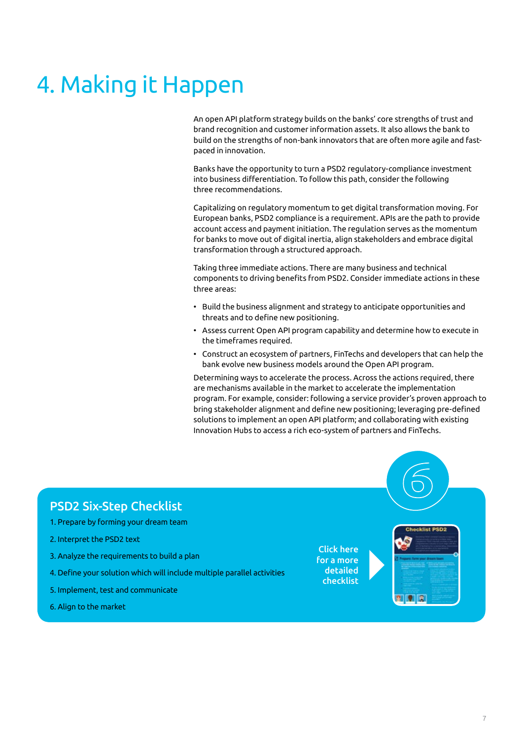# 4. Making it Happen

An open API platform strategy builds on the banks' core strengths of trust and brand recognition and customer information assets. It also allows the bank to build on the strengths of non-bank innovators that are often more agile and fast-paced in innovation.

Banks have the opportunity to turn a PSD2 regulatory-compliance investment into business differentiation. To follow this path, consider the following three recommendations.

Capitalizing on regulatory momentum to get digital transformation moving. For European banks, PSD2 compliance is a requirement. APIs are the path to provide account access and payment initiation. The regulation serves as the momentum for banks to move out of digital inertia, align stakeholders and embrace digital transformation through a structured approach.

Taking three immediate actions. There are many business and technical components to driving benefits from PSD2. Consider immediate actions in these three areas:

- Build the business alignment and strategy to anticipate opportunities and threats and to define new positioning.
- Assess current Open API program capability and determine how to execute in the timeframes required.
- Construct an ecosystem of partners, FinTechs and developers that can help the bank evolve new business models around the Open API program.

Determining ways to accelerate the process. Across the actions required, there are mechanisms available in the market to accelerate the implementation program. For example, consider: following a service provider's proven approach to bring stakeholder alignment and define new positioning; leveraging pre-defined solutions to implement an open API platform; and collaborating with existing Innovation Hubs to access a rich eco-system of partners and FinTechs.

## PSD2 Six-Step Checklist

1. Prepare by forming your dream team
2. Interpret the PSD2 text
3. Analyze the requirements to build a plan
4. Define your solution which will include multiple parallel activities
5. Implement, test and communicate
6. Align to the market

Click here for a more detailed checklist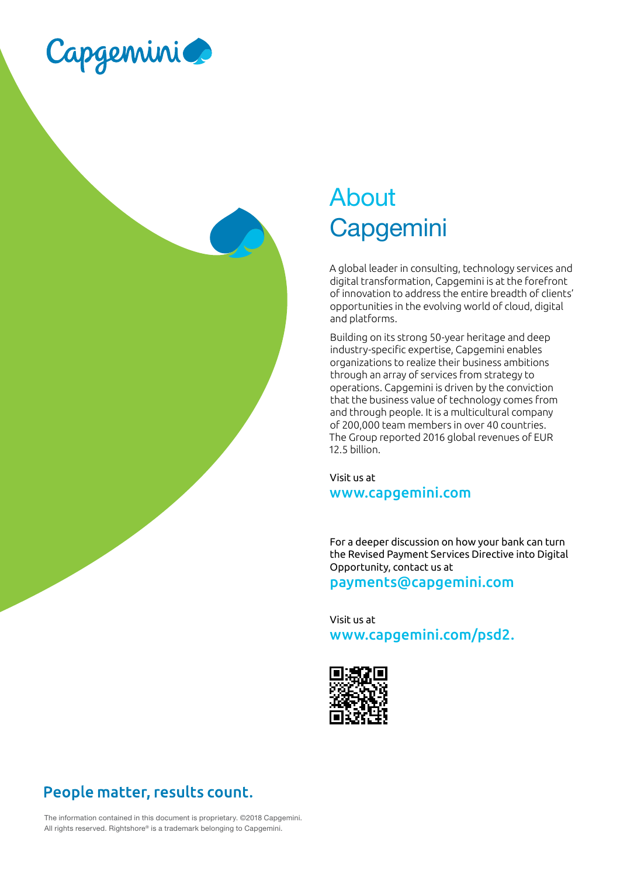# About Capgemini

A global leader in consulting, technology services and digital transformation, Capgemini is at the forefront of innovation to address the entire breadth of clients' opportunities in the evolving world of cloud, digital and platforms.

Building on its strong 50-year heritage and deep industry-specific expertise, Capgemini enables organizations to realize their business ambitions through an array of services from strategy to operations. Capgemini is driven by the conviction that the business value of technology comes from and through people. It is a multicultural company of 200,000 team members in over 40 countries. The Group reported 2016 global revenues of EUR 12.5 billion.

Visit us at
**www.capgemini.com**

For a deeper discussion on how your bank can turn the Revised Payment Services Directive into Digital Opportunity, contact us at
**payments@capgemini.com**

Visit us at
**www.capgemini.com/psd2.**

**People matter, results count.**

The information contained in this document is proprietary. ©2018 Capgemini. All rights reserved. Rightshore® is a trademark belonging to Capgemini.